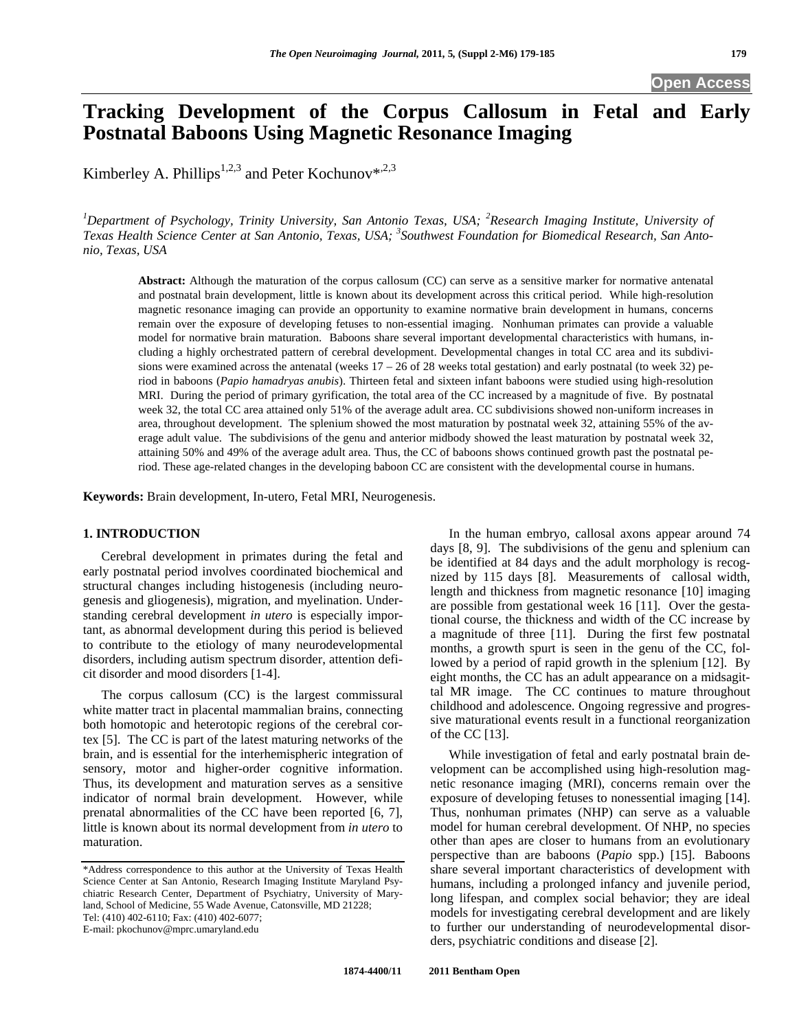Open Access

# Tracking Development of the Corpus Callosum in Fetal and Early Postnatal Baboons Using Magnetic Resonance Imaging

Kimberley A. Phillips[1,2,3] and Peter Kochunov*[,2,3]

[1]*Department of Psychology, Trinity University, San Antonio Texas, USA;* [2]*Research Imaging Institute, University of Texas Health Science Center at San Antonio, Texas, USA;* [3]*Southwest Foundation for Biomedical Research, San Antonio, Texas, USA*

**Abstract:** Although the maturation of the corpus callosum (CC) can serve as a sensitive marker for normative antenatal and postnatal brain development, little is known about its development across this critical period. While high-resolution magnetic resonance imaging can provide an opportunity to examine normative brain development in humans, concerns remain over the exposure of developing fetuses to non-essential imaging. Nonhuman primates can provide a valuable model for normative brain maturation. Baboons share several important developmental characteristics with humans, including a highly orchestrated pattern of cerebral development. Developmental changes in total CC area and its subdivisions were examined across the antenatal (weeks 17 – 26 of 28 weeks total gestation) and early postnatal (to week 32) period in baboons (*Papio hamadryas anubis*). Thirteen fetal and sixteen infant baboons were studied using high-resolution MRI. During the period of primary gyrification, the total area of the CC increased by a magnitude of five. By postnatal week 32, the total CC area attained only 51% of the average adult area. CC subdivisions showed non-uniform increases in area, throughout development. The splenium showed the most maturation by postnatal week 32, attaining 55% of the average adult value. The subdivisions of the genu and anterior midbody showed the least maturation by postnatal week 32, attaining 50% and 49% of the average adult area. Thus, the CC of baboons shows continued growth past the postnatal period. These age-related changes in the developing baboon CC are consistent with the developmental course in humans.

**Keywords:** Brain development, In-utero, Fetal MRI, Neurogenesis.

## 1. INTRODUCTION

Cerebral development in primates during the fetal and early postnatal period involves coordinated biochemical and structural changes including histogenesis (including neurogenesis and gliogenesis), migration, and myelination. Understanding cerebral development *in utero* is especially important, as abnormal development during this period is believed to contribute to the etiology of many neurodevelopmental disorders, including autism spectrum disorder, attention deficit disorder and mood disorders [1-4].

The corpus callosum (CC) is the largest commissural white matter tract in placental mammalian brains, connecting both homotopic and heterotopic regions of the cerebral cortex [5]. The CC is part of the latest maturing networks of the brain, and is essential for the interhemispheric integration of sensory, motor and higher-order cognitive information. Thus, its development and maturation serves as a sensitive indicator of normal brain development. However, while prenatal abnormalities of the CC have been reported [6, 7], little is known about its normal development from *in utero* to maturation.

In the human embryo, callosal axons appear around 74 days [8, 9]. The subdivisions of the genu and splenium can be identified at 84 days and the adult morphology is recognized by 115 days [8]. Measurements of callosal width, length and thickness from magnetic resonance [10] imaging are possible from gestational week 16 [11]. Over the gestational course, the thickness and width of the CC increase by a magnitude of three [11]. During the first few postnatal months, a growth spurt is seen in the genu of the CC, followed by a period of rapid growth in the splenium [12]. By eight months, the CC has an adult appearance on a midsagittal MR image. The CC continues to mature throughout childhood and adolescence. Ongoing regressive and progressive maturational events result in a functional reorganization of the CC [13].

While investigation of fetal and early postnatal brain development can be accomplished using high-resolution magnetic resonance imaging (MRI), concerns remain over the exposure of developing fetuses to nonessential imaging [14]. Thus, nonhuman primates (NHP) can serve as a valuable model for human cerebral development. Of NHP, no species other than apes are closer to humans from an evolutionary perspective than are baboons (*Papio* spp.) [15]. Baboons share several important characteristics of development with humans, including a prolonged infancy and juvenile period, long lifespan, and complex social behavior; they are ideal models for investigating cerebral development and are likely to further our understanding of neurodevelopmental disorders, psychiatric conditions and disease [2].

*Address correspondence to this author at the University of Texas Health Science Center at San Antonio, Research Imaging Institute Maryland Psychiatric Research Center, Department of Psychiatry, University of Maryland, School of Medicine, 55 Wade Avenue, Catonsville, MD 21228; Tel: (410) 402-6110; Fax: (410) 402-6077; E-mail: pkochunov@mprc.umaryland.edu

1874-4400/11 2011 Bentham Open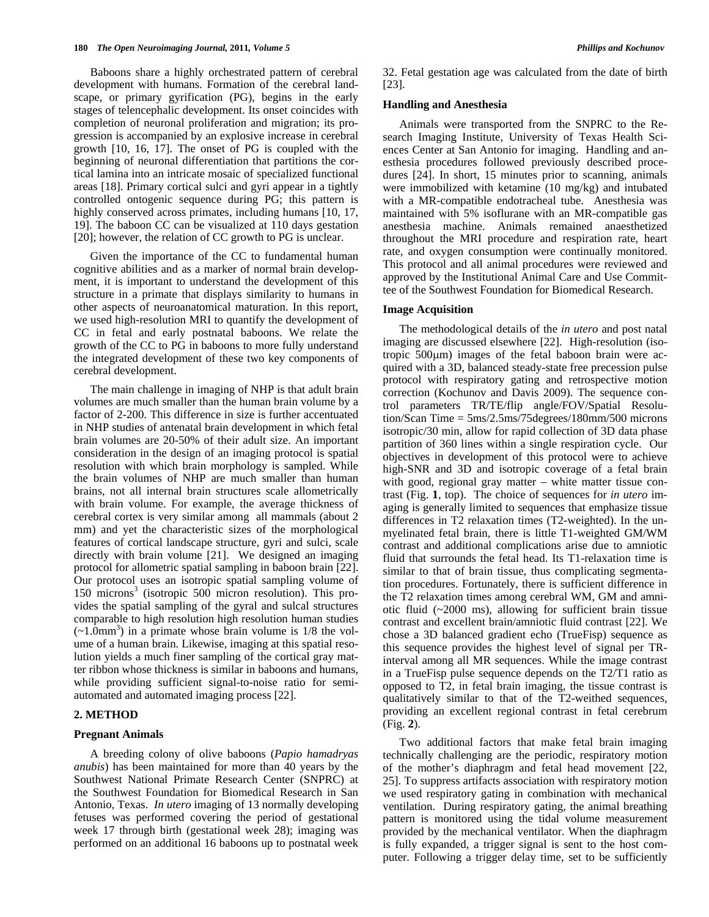Baboons share a highly orchestrated pattern of cerebral development with humans. Formation of the cerebral landscape, or primary gyrification (PG), begins in the early stages of telencephalic development. Its onset coincides with completion of neuronal proliferation and migration; its progression is accompanied by an explosive increase in cerebral growth [10, 16, 17]. The onset of PG is coupled with the beginning of neuronal differentiation that partitions the cortical lamina into an intricate mosaic of specialized functional areas [18]. Primary cortical sulci and gyri appear in a tightly controlled ontogenic sequence during PG; this pattern is highly conserved across primates, including humans [10, 17, 19]. The baboon CC can be visualized at 110 days gestation [20]; however, the relation of CC growth to PG is unclear.

Given the importance of the CC to fundamental human cognitive abilities and as a marker of normal brain development, it is important to understand the development of this structure in a primate that displays similarity to humans in other aspects of neuroanatomical maturation. In this report, we used high-resolution MRI to quantify the development of CC in fetal and early postnatal baboons. We relate the growth of the CC to PG in baboons to more fully understand the integrated development of these two key components of cerebral development.

The main challenge in imaging of NHP is that adult brain volumes are much smaller than the human brain volume by a factor of 2-200. This difference in size is further accentuated in NHP studies of antenatal brain development in which fetal brain volumes are 20-50% of their adult size. An important consideration in the design of an imaging protocol is spatial resolution with which brain morphology is sampled. While the brain volumes of NHP are much smaller than human brains, not all internal brain structures scale allometrically with brain volume. For example, the average thickness of cerebral cortex is very similar among all mammals (about 2 mm) and yet the characteristic sizes of the morphological features of cortical landscape structure, gyri and sulci, scale directly with brain volume [21]. We designed an imaging protocol for allometric spatial sampling in baboon brain [22]. Our protocol uses an isotropic spatial sampling volume of 150 microns$^3$ (isotropic 500 micron resolution). This provides the spatial sampling of the gyral and sulcal structures comparable to high resolution high resolution human studies (~1.0mm$^3$) in a primate whose brain volume is 1/8 the volume of a human brain. Likewise, imaging at this spatial resolution yields a much finer sampling of the cortical gray matter ribbon whose thickness is similar in baboons and humans, while providing sufficient signal-to-noise ratio for semi-automated and automated imaging process [22].

## 2. METHOD

### Pregnant Animals

A breeding colony of olive baboons (*Papio hamadryas anubis*) has been maintained for more than 40 years by the Southwest National Primate Research Center (SNPRC) at the Southwest Foundation for Biomedical Research in San Antonio, Texas. *In utero* imaging of 13 normally developing fetuses was performed covering the period of gestational week 17 through birth (gestational week 28); imaging was performed on an additional 16 baboons up to postnatal week 32. Fetal gestation age was calculated from the date of birth [23].

### Handling and Anesthesia

Animals were transported from the SNPRC to the Research Imaging Institute, University of Texas Health Sciences Center at San Antonio for imaging. Handling and anesthesia procedures followed previously described procedures [24]. In short, 15 minutes prior to scanning, animals were immobilized with ketamine (10 mg/kg) and intubated with a MR-compatible endotracheal tube. Anesthesia was maintained with 5% isoflurane with an MR-compatible gas anesthesia machine. Animals remained anaesthetized throughout the MRI procedure and respiration rate, heart rate, and oxygen consumption were continually monitored. This protocol and all animal procedures were reviewed and approved by the Institutional Animal Care and Use Committee of the Southwest Foundation for Biomedical Research.

### Image Acquisition

The methodological details of the *in utero* and post natal imaging are discussed elsewhere [22]. High-resolution (isotropic 500μm) images of the fetal baboon brain were acquired with a 3D, balanced steady-state free precession pulse protocol with respiratory gating and retrospective motion correction (Kochunov and Davis 2009). The sequence control parameters TR/TE/flip angle/FOV/Spatial Resolution/Scan Time = 5ms/2.5ms/75degrees/180mm/500 microns isotropic/30 min, allow for rapid collection of 3D data phase partition of 360 lines within a single respiration cycle. Our objectives in development of this protocol were to achieve high-SNR and 3D and isotropic coverage of a fetal brain with good, regional gray matter – white matter tissue contrast (Fig. **1**, top). The choice of sequences for *in utero* imaging is generally limited to sequences that emphasize tissue differences in T2 relaxation times (T2-weighted). In the unmyelinated fetal brain, there is little T1-weighted GM/WM contrast and additional complications arise due to amniotic fluid that surrounds the fetal head. Its T1-relaxation time is similar to that of brain tissue, thus complicating segmentation procedures. Fortunately, there is sufficient difference in the T2 relaxation times among cerebral WM, GM and amniotic fluid (~2000 ms), allowing for sufficient brain tissue contrast and excellent brain/amniotic fluid contrast [22]. We chose a 3D balanced gradient echo (TrueFisp) sequence as this sequence provides the highest level of signal per TR-interval among all MR sequences. While the image contrast in a TrueFisp pulse sequence depends on the T2/T1 ratio as opposed to T2, in fetal brain imaging, the tissue contrast is qualitatively similar to that of the T2-weithed sequences, providing an excellent regional contrast in fetal cerebrum (Fig. **2**).

Two additional factors that make fetal brain imaging technically challenging are the periodic, respiratory motion of the mother's diaphragm and fetal head movement [22, 25]. To suppress artifacts association with respiratory motion we used respiratory gating in combination with mechanical ventilation. During respiratory gating, the animal breathing pattern is monitored using the tidal volume measurement provided by the mechanical ventilator. When the diaphragm is fully expanded, a trigger signal is sent to the host computer. Following a trigger delay time, set to be sufficiently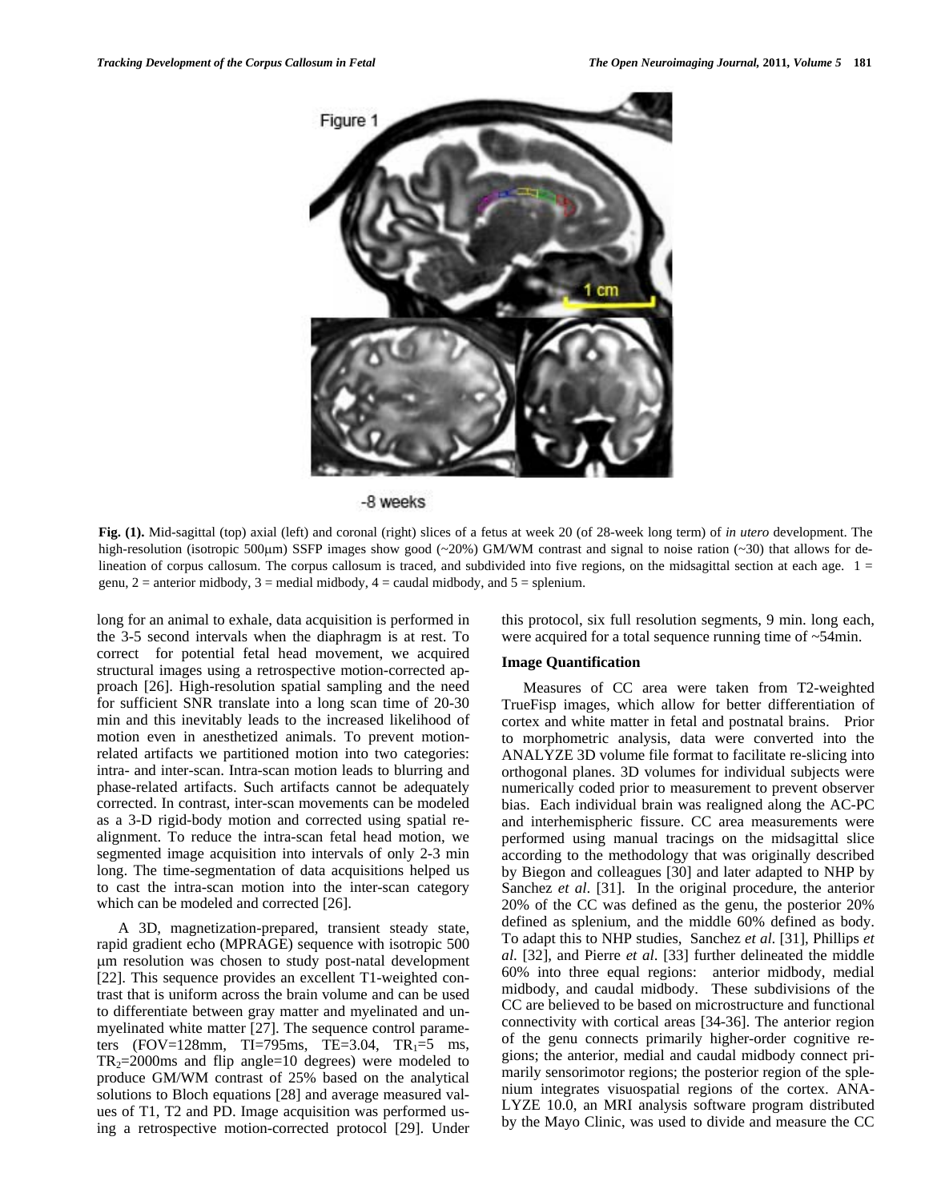**Fig. (1).** Mid-sagittal (top) axial (left) and coronal (right) slices of a fetus at week 20 (of 28-week long term) of *in utero* development. The high-resolution (isotropic 500μm) SSFP images show good (~20%) GM/WM contrast and signal to noise ration (~30) that allows for delineation of corpus callosum. The corpus callosum is traced, and subdivided into five regions, on the midsagittal section at each age. 1 = genu, 2 = anterior midbody, 3 = medial midbody, 4 = caudal midbody, and 5 = splenium.

long for an animal to exhale, data acquisition is performed in the 3-5 second intervals when the diaphragm is at rest. To correct for potential fetal head movement, we acquired structural images using a retrospective motion-corrected approach [26]. High-resolution spatial sampling and the need for sufficient SNR translate into a long scan time of 20-30 min and this inevitably leads to the increased likelihood of motion even in anesthetized animals. To prevent motion-related artifacts we partitioned motion into two categories: intra- and inter-scan. Intra-scan motion leads to blurring and phase-related artifacts. Such artifacts cannot be adequately corrected. In contrast, inter-scan movements can be modeled as a 3-D rigid-body motion and corrected using spatial re-alignment. To reduce the intra-scan fetal head motion, we segmented image acquisition into intervals of only 2-3 min long. The time-segmentation of data acquisitions helped us to cast the intra-scan motion into the inter-scan category which can be modeled and corrected [26].

A 3D, magnetization-prepared, transient steady state, rapid gradient echo (MPRAGE) sequence with isotropic 500 μm resolution was chosen to study post-natal development [22]. This sequence provides an excellent T1-weighted contrast that is uniform across the brain volume and can be used to differentiate between gray matter and myelinated and unmyelinated white matter [27]. The sequence control parameters (FOV=128mm, TI=795ms, TE=3.04, $TR_1$=5 ms, $TR_2$=2000ms and flip angle=10 degrees) were modeled to produce GM/WM contrast of 25% based on the analytical solutions to Bloch equations [28] and average measured values of T1, T2 and PD. Image acquisition was performed using a retrospective motion-corrected protocol [29]. Under this protocol, six full resolution segments, 9 min. long each, were acquired for a total sequence running time of ~54min.

### Image Quantification

Measures of CC area were taken from T2-weighted TrueFisp images, which allow for better differentiation of cortex and white matter in fetal and postnatal brains. Prior to morphometric analysis, data were converted into the ANALYZE 3D volume file format to facilitate re-slicing into orthogonal planes. 3D volumes for individual subjects were numerically coded prior to measurement to prevent observer bias. Each individual brain was realigned along the AC-PC and interhemispheric fissure. CC area measurements were performed using manual tracings on the midsagittal slice according to the methodology that was originally described by Biegon and colleagues [30] and later adapted to NHP by Sanchez *et al*. [31]. In the original procedure, the anterior 20% of the CC was defined as the genu, the posterior 20% defined as splenium, and the middle 60% defined as body. To adapt this to NHP studies, Sanchez *et al*. [31], Phillips *et al*. [32], and Pierre *et al*. [33] further delineated the middle 60% into three equal regions: anterior midbody, medial midbody, and caudal midbody. These subdivisions of the CC are believed to be based on microstructure and functional connectivity with cortical areas [34-36]. The anterior region of the genu connects primarily higher-order cognitive regions; the anterior, medial and caudal midbody connect primarily sensorimotor regions; the posterior region of the splenium integrates visuospatial regions of the cortex. ANALYZE 10.0, an MRI analysis software program distributed by the Mayo Clinic, was used to divide and measure the CC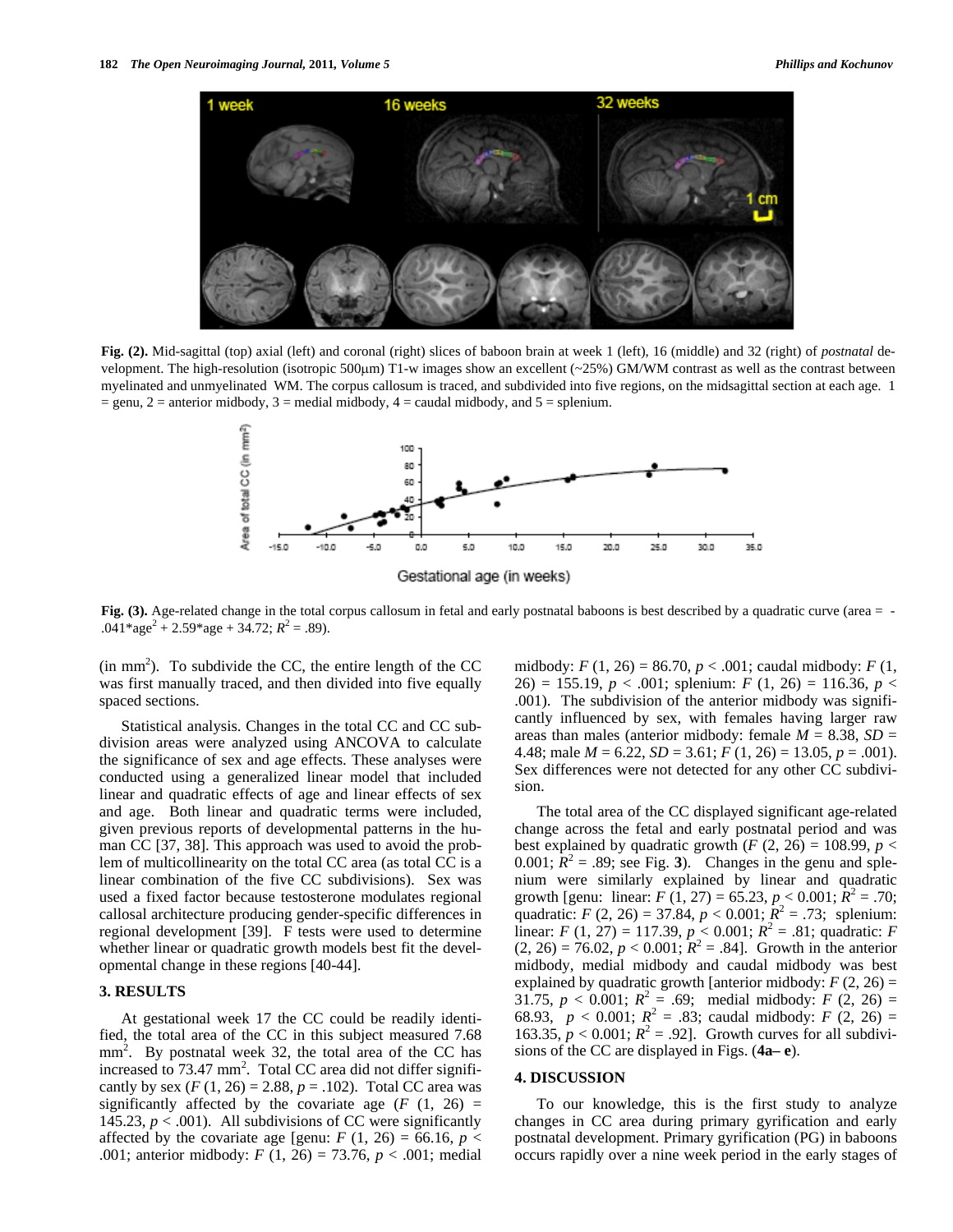**Fig. (2).** Mid-sagittal (top) axial (left) and coronal (right) slices of baboon brain at week 1 (left), 16 (middle) and 32 (right) of *postnatal* development. The high-resolution (isotropic 500μm) T1-w images show an excellent (~25%) GM/WM contrast as well as the contrast between myelinated and unmyelinated WM. The corpus callosum is traced, and subdivided into five regions, on the midsagittal section at each age. 1 = genu, 2 = anterior midbody, 3 = medial midbody, 4 = caudal midbody, and 5 = splenium.

**Fig. (3).** Age-related change in the total corpus callosum in fetal and early postnatal baboons is best described by a quadratic curve (area = -.041*age$^2$ + 2.59*age + 34.72; $R^2$ = .89).

(in mm$^2$). To subdivide the CC, the entire length of the CC was first manually traced, and then divided into five equally spaced sections.

Statistical analysis. Changes in the total CC and CC subdivision areas were analyzed using ANCOVA to calculate the significance of sex and age effects. These analyses were conducted using a generalized linear model that included linear and quadratic effects of age and linear effects of sex and age. Both linear and quadratic terms were included, given previous reports of developmental patterns in the human CC [37, 38]. This approach was used to avoid the problem of multicollinearity on the total CC area (as total CC is a linear combination of the five CC subdivisions). Sex was used a fixed factor because testosterone modulates regional callosal architecture producing gender-specific differences in regional development [39]. F tests were used to determine whether linear or quadratic growth models best fit the developmental change in these regions [40-44].

## 3. RESULTS

At gestational week 17 the CC could be readily identified, the total area of the CC in this subject measured 7.68 mm$^2$. By postnatal week 32, the total area of the CC has increased to 73.47 mm$^2$. Total CC area did not differ significantly by sex ($F$ (1, 26) = 2.88, $p$ = .102). Total CC area was significantly affected by the covariate age ($F$ (1, 26) = 145.23, $p$ < .001). All subdivisions of CC were significantly affected by the covariate age [genu: $F$ (1, 26) = 66.16, $p$ < .001; anterior midbody: $F$ (1, 26) = 73.76, $p$ < .001; medial midbody: $F$ (1, 26) = 86.70, $p$ < .001; caudal midbody: $F$ (1, 26) = 155.19, $p$ < .001; splenium: $F$ (1, 26) = 116.36, $p$ < .001). The subdivision of the anterior midbody was significantly influenced by sex, with females having larger raw areas than males (anterior midbody: female $M$ = 8.38, $SD$ = 4.48; male $M$ = 6.22, $SD$ = 3.61; $F$ (1, 26) = 13.05, $p$ = .001). Sex differences were not detected for any other CC subdivision.

The total area of the CC displayed significant age-related change across the fetal and early postnatal period and was best explained by quadratic growth ($F$ (2, 26) = 108.99, $p$ < 0.001; $R^2$ = .89; see Fig. **3**). Changes in the genu and splenium were similarly explained by linear and quadratic growth [genu: linear: $F$ (1, 27) = 65.23, $p$ < 0.001; $R^2$ = .70; quadratic: $F$ (2, 26) = 37.84, $p$ < 0.001; $R^2$ = .73; splenium: linear: $F$ (1, 27) = 117.39, $p$ < 0.001; $R^2$ = .81; quadratic: $F$ (2, 26) = 76.02, $p$ < 0.001; $R^2$ = .84]. Growth in the anterior midbody, medial midbody and caudal midbody was best explained by quadratic growth [anterior midbody: $F$ (2, 26) = 31.75, $p$ < 0.001; $R^2$ = .69; medial midbody: $F$ (2, 26) = 68.93, $p$ < 0.001; $R^2$ = .83; caudal midbody: $F$ (2, 26) = 163.35, $p$ < 0.001; $R^2$ = .92]. Growth curves for all subdivisions of the CC are displayed in Figs. (**4a– e**).

## 4. DISCUSSION

To our knowledge, this is the first study to analyze changes in CC area during primary gyrification and early postnatal development. Primary gyrification (PG) in baboons occurs rapidly over a nine week period in the early stages of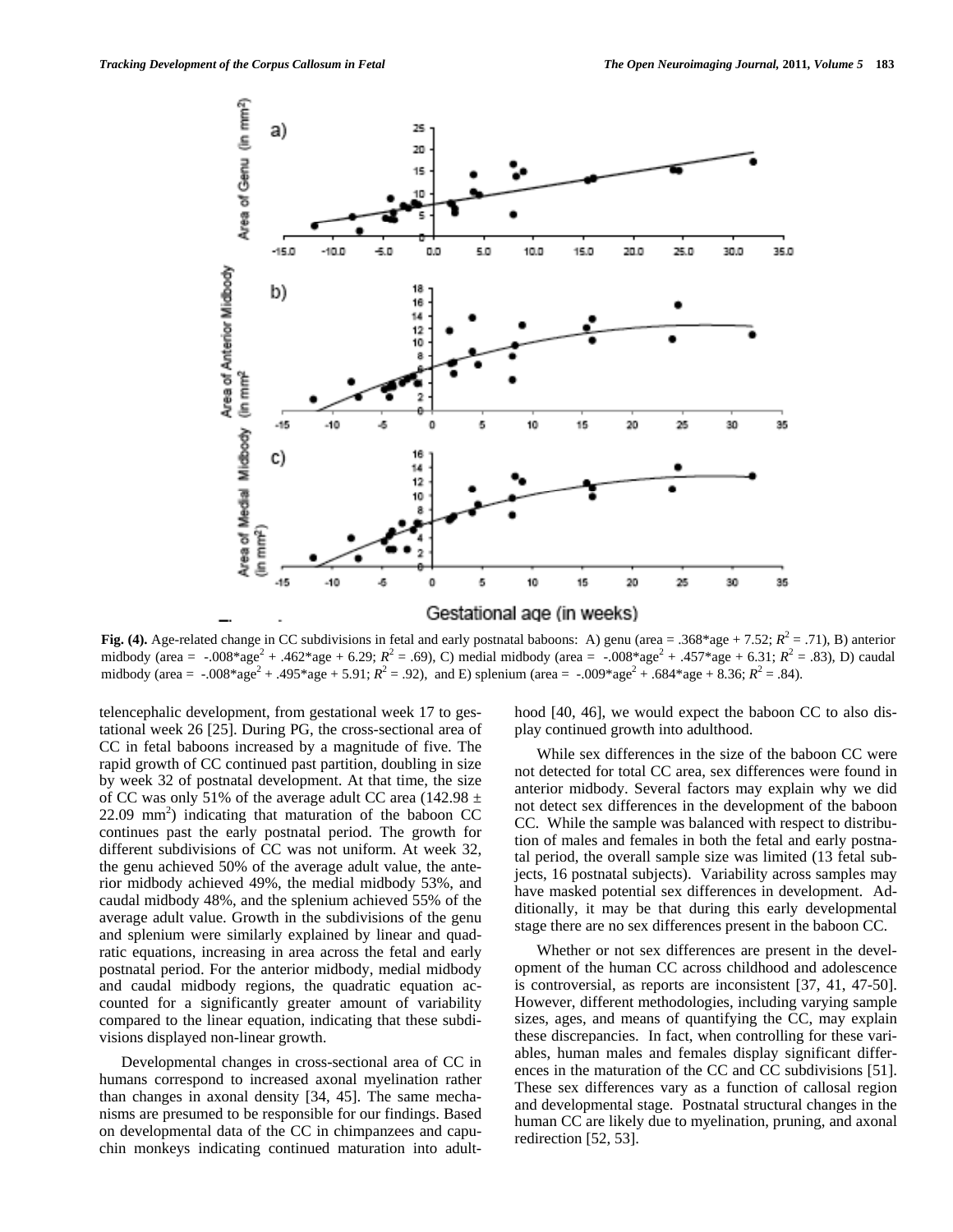**Fig. (4).** Age-related change in CC subdivisions in fetal and early postnatal baboons: A) genu (area = .368*age + 7.52; $R^2$ = .71), B) anterior midbody (area = -.008*age$^2$ + .462*age + 6.29; $R^2$ = .69), C) medial midbody (area = -.008*age$^2$ + .457*age + 6.31; $R^2$ = .83), D) caudal midbody (area = -.008*age$^2$ + .495*age + 5.91; $R^2$ = .92), and E) splenium (area = -.009*age$^2$ + .684*age + 8.36; $R^2$ = .84).

telencephalic development, from gestational week 17 to gestational week 26 [25]. During PG, the cross-sectional area of CC in fetal baboons increased by a magnitude of five. The rapid growth of CC continued past partition, doubling in size by week 32 of postnatal development. At that time, the size of CC was only 51% of the average adult CC area (142.98 ± 22.09 mm$^2$) indicating that maturation of the baboon CC continues past the early postnatal period. The growth for different subdivisions of CC was not uniform. At week 32, the genu achieved 50% of the average adult value, the anterior midbody achieved 49%, the medial midbody 53%, and caudal midbody 48%, and the splenium achieved 55% of the average adult value. Growth in the subdivisions of the genu and splenium were similarly explained by linear and quadratic equations, increasing in area across the fetal and early postnatal period. For the anterior midbody, medial midbody and caudal midbody regions, the quadratic equation accounted for a significantly greater amount of variability compared to the linear equation, indicating that these subdivisions displayed non-linear growth.

Developmental changes in cross-sectional area of CC in humans correspond to increased axonal myelination rather than changes in axonal density [34, 45]. The same mechanisms are presumed to be responsible for our findings. Based on developmental data of the CC in chimpanzees and capuchin monkeys indicating continued maturation into adulthood [40, 46], we would expect the baboon CC to also display continued growth into adulthood.

While sex differences in the size of the baboon CC were not detected for total CC area, sex differences were found in anterior midbody. Several factors may explain why we did not detect sex differences in the development of the baboon CC. While the sample was balanced with respect to distribution of males and females in both the fetal and early postnatal period, the overall sample size was limited (13 fetal subjects, 16 postnatal subjects). Variability across samples may have masked potential sex differences in development. Additionally, it may be that during this early developmental stage there are no sex differences present in the baboon CC.

Whether or not sex differences are present in the development of the human CC across childhood and adolescence is controversial, as reports are inconsistent [37, 41, 47-50]. However, different methodologies, including varying sample sizes, ages, and means of quantifying the CC, may explain these discrepancies. In fact, when controlling for these variables, human males and females display significant differences in the maturation of the CC and CC subdivisions [51]. These sex differences vary as a function of callosal region and developmental stage. Postnatal structural changes in the human CC are likely due to myelination, pruning, and axonal redirection [52, 53].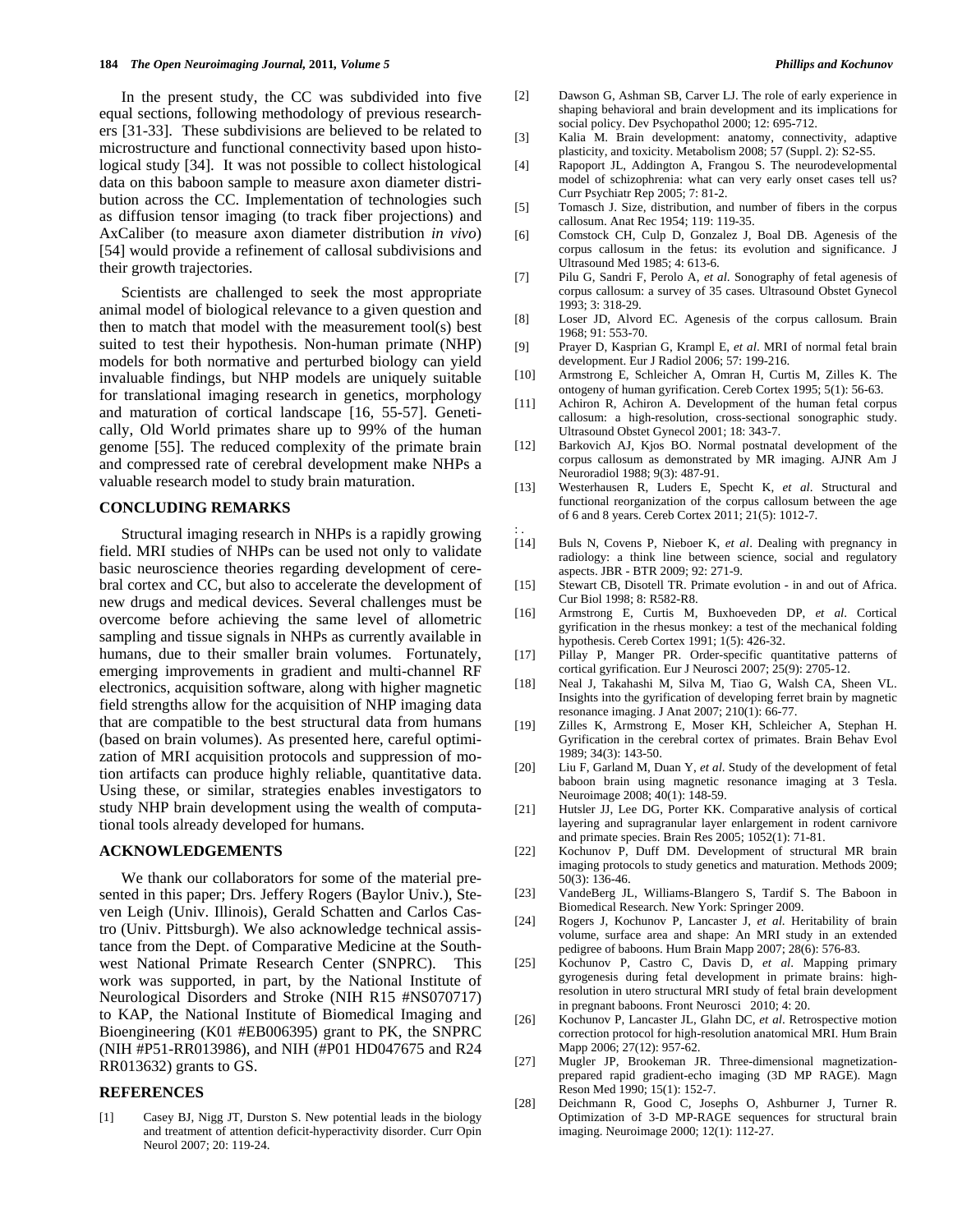In the present study, the CC was subdivided into five equal sections, following methodology of previous researchers [31-33]. These subdivisions are believed to be related to microstructure and functional connectivity based upon histological study [34]. It was not possible to collect histological data on this baboon sample to measure axon diameter distribution across the CC. Implementation of technologies such as diffusion tensor imaging (to track fiber projections) and AxCaliber (to measure axon diameter distribution *in vivo*) [54] would provide a refinement of callosal subdivisions and their growth trajectories.

Scientists are challenged to seek the most appropriate animal model of biological relevance to a given question and then to match that model with the measurement tool(s) best suited to test their hypothesis. Non-human primate (NHP) models for both normative and perturbed biology can yield invaluable findings, but NHP models are uniquely suitable for translational imaging research in genetics, morphology and maturation of cortical landscape [16, 55-57]. Genetically, Old World primates share up to 99% of the human genome [55]. The reduced complexity of the primate brain and compressed rate of cerebral development make NHPs a valuable research model to study brain maturation.

## CONCLUDING REMARKS

Structural imaging research in NHPs is a rapidly growing field. MRI studies of NHPs can be used not only to validate basic neuroscience theories regarding development of cerebral cortex and CC, but also to accelerate the development of new drugs and medical devices. Several challenges must be overcome before achieving the same level of allometric sampling and tissue signals in NHPs as currently available in humans, due to their smaller brain volumes. Fortunately, emerging improvements in gradient and multi-channel RF electronics, acquisition software, along with higher magnetic field strengths allow for the acquisition of NHP imaging data that are compatible to the best structural data from humans (based on brain volumes). As presented here, careful optimization of MRI acquisition protocols and suppression of motion artifacts can produce highly reliable, quantitative data. Using these, or similar, strategies enables investigators to study NHP brain development using the wealth of computational tools already developed for humans.

## ACKNOWLEDGEMENTS

We thank our collaborators for some of the material presented in this paper; Drs. Jeffery Rogers (Baylor Univ.), Steven Leigh (Univ. Illinois), Gerald Schatten and Carlos Castro (Univ. Pittsburgh). We also acknowledge technical assistance from the Dept. of Comparative Medicine at the Southwest National Primate Research Center (SNPRC). This work was supported, in part, by the National Institute of Neurological Disorders and Stroke (NIH R15 #NS070717) to KAP, the National Institute of Biomedical Imaging and Bioengineering (K01 #EB006395) grant to PK, the SNPRC (NIH #P51-RR013986), and NIH (#P01 HD047675 and R24 RR013632) grants to GS.

## REFERENCES

[1] Casey BJ, Nigg JT, Durston S. New potential leads in the biology and treatment of attention deficit-hyperactivity disorder. Curr Opin Neurol 2007; 20: 119-24.

[2] Dawson G, Ashman SB, Carver LJ. The role of early experience in shaping behavioral and brain development and its implications for social policy. Dev Psychopathol 2000; 12: 695-712.

[3] Kalia M. Brain development: anatomy, connectivity, adaptive plasticity, and toxicity. Metabolism 2008; 57 (Suppl. 2): S2-S5.

[4] Rapoport JL, Addington A, Frangou S. The neurodevelopmental model of schizophrenia: what can very early onset cases tell us? Curr Psychiatr Rep 2005; 7: 81-2.

[5] Tomasch J. Size, distribution, and number of fibers in the corpus callosum. Anat Rec 1954; 119: 119-35.

[6] Comstock CH, Culp D, Gonzalez J, Boal DB. Agenesis of the corpus callosum in the fetus: its evolution and significance. J Ultrasound Med 1985; 4: 613-6.

[7] Pilu G, Sandri F, Perolo A, *et al.* Sonography of fetal agenesis of corpus callosum: a survey of 35 cases. Ultrasound Obstet Gynecol 1993; 3: 318-29.

[8] Loser JD, Alvord EC. Agenesis of the corpus callosum. Brain 1968; 91: 553-70.

[9] Prayer D, Kasprian G, Krampl E, *et al*. MRI of normal fetal brain development. Eur J Radiol 2006; 57: 199-216.

[10] Armstrong E, Schleicher A, Omran H, Curtis M, Zilles K. The ontogeny of human gyrification. Cereb Cortex 1995; 5(1): 56-63.

[11] Achiron R, Achiron A. Development of the human fetal corpus callosum: a high-resolution, cross-sectional sonographic study. Ultrasound Obstet Gynecol 2001; 18: 343-7.

[12] Barkovich AJ, Kjos BO. Normal postnatal development of the corpus callosum as demonstrated by MR imaging. AJNR Am J Neuroradiol 1988; 9(3): 487-91.

[13] Westerhausen R, Luders E, Specht K, *et al*. Structural and functional reorganization of the corpus callosum between the age of 6 and 8 years. Cereb Cortex 2011; 21(5): 1012-7.

[14] Buls N, Covens P, Nieboer K, *et al*. Dealing with pregnancy in radiology: a think line between science, social and regulatory aspects. JBR - BTR 2009; 92: 271-9.

[15] Stewart CB, Disotell TR. Primate evolution - in and out of Africa. Cur Biol 1998; 8: R582-R8.

[16] Armstrong E, Curtis M, Buxhoeveden DP, *et al*. Cortical gyrification in the rhesus monkey: a test of the mechanical folding hypothesis. Cereb Cortex 1991; 1(5): 426-32.

[17] Pillay P, Manger PR. Order-specific quantitative patterns of cortical gyrification. Eur J Neurosci 2007; 25(9): 2705-12.

[18] Neal J, Takahashi M, Silva M, Tiao G, Walsh CA, Sheen VL. Insights into the gyrification of developing ferret brain by magnetic resonance imaging. J Anat 2007; 210(1): 66-77.

[19] Zilles K, Armstrong E, Moser KH, Schleicher A, Stephan H. Gyrification in the cerebral cortex of primates. Brain Behav Evol 1989; 34(3): 143-50.

[20] Liu F, Garland M, Duan Y, *et al*. Study of the development of fetal baboon brain using magnetic resonance imaging at 3 Tesla. Neuroimage 2008; 40(1): 148-59.

[21] Hutsler JJ, Lee DG, Porter KK. Comparative analysis of cortical layering and supragranular layer enlargement in rodent carnivore and primate species. Brain Res 2005; 1052(1): 71-81.

[22] Kochunov P, Duff DM. Development of structural MR brain imaging protocols to study genetics and maturation. Methods 2009; 50(3): 136-46.

[23] VandeBerg JL, Williams-Blangero S, Tardif S. The Baboon in Biomedical Research. New York: Springer 2009.

[24] Rogers J, Kochunov P, Lancaster J, *et al*. Heritability of brain volume, surface area and shape: An MRI study in an extended pedigree of baboons. Hum Brain Mapp 2007; 28(6): 576-83.

[25] Kochunov P, Castro C, Davis D, *et al*. Mapping primary gyrogenesis during fetal development in primate brains: high-resolution in utero structural MRI study of fetal brain development in pregnant baboons. Front Neurosci 2010; 4: 20.

[26] Kochunov P, Lancaster JL, Glahn DC, *et al*. Retrospective motion correction protocol for high-resolution anatomical MRI. Hum Brain Mapp 2006; 27(12): 957-62.

[27] Mugler JP, Brookeman JR. Three-dimensional magnetization-prepared rapid gradient-echo imaging (3D MP RAGE). Magn Reson Med 1990; 15(1): 152-7.

[28] Deichmann R, Good C, Josephs O, Ashburner J, Turner R. Optimization of 3-D MP-RAGE sequences for structural brain imaging. Neuroimage 2000; 12(1): 112-27.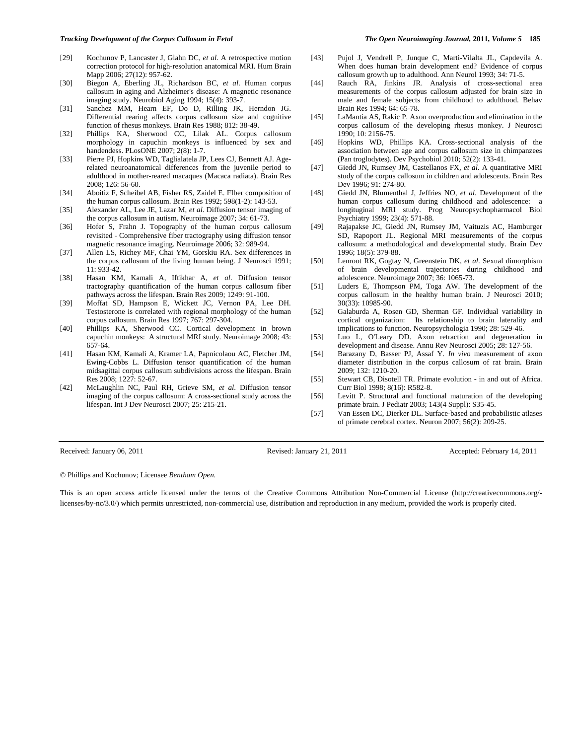[29] Kochunov P, Lancaster J, Glahn DC, *et al*. A retrospective motion correction protocol for high-resolution anatomical MRI. Hum Brain Mapp 2006; 27(12): 957-62.

[30] Biegon A, Eberling JL, Richardson BC, *et al*. Human corpus callosum in aging and Alzheimer's disease: A magnetic resonance imaging study. Neurobiol Aging 1994; 15(4): 393-7.

[31] Sanchez MM, Hearn EF, Do D, Rilling JK, Herndon JG. Differential rearing affects corpus callosum size and cognitive function of rhesus monkeys. Brain Res 1988; 812: 38-49.

[32] Phillips KA, Sherwood CC, Lilak AL. Corpus callosum morphology in capuchin monkeys is influenced by sex and handendess. PLosONE 2007; 2(8): 1-7.

[33] Pierre PJ, Hopkins WD, Taglialatela JP, Lees CJ, Bennett AJ. Age-related neuroanatomical differences from the juvenile period to adulthood in mother-reared macaques (Macaca radiata). Brain Res 2008; 126: 56-60.

[34] Aboitiz F, Scheibel AB, Fisher RS, Zaidel E. FIber composition of the human corpus callosum. Brain Res 1992; 598(1-2): 143-53.

[35] Alexander AL, Lee JE, Lazar M, *et al*. Diffusion tensor imaging of the corpus callosum in autism. Neuroimage 2007; 34: 61-73.

[36] Hofer S, Frahn J. Topography of the human corpus callosum revisited - Comprehensive fiber tractography using diffusion tensor magnetic resonance imaging. Neuroimage 2006; 32: 989-94.

[37] Allen LS, Richey MF, Chai YM, Gorskiu RA. Sex differences in the corpus callosum of the living human being. J Neurosci 1991; 11: 933-42.

[38] Hasan KM, Kamali A, Iftikhar A, *et al*. Diffusion tensor tractography quantification of the human corpus callosum fiber pathways across the lifespan. Brain Res 2009; 1249: 91-100.

[39] Moffat SD, Hampson E, Wickett JC, Vernon PA, Lee DH. Testosterone is correlated with regional morphology of the human corpus callosum. Brain Res 1997; 767: 297-304.

[40] Phillips KA, Sherwood CC. Cortical development in brown capuchin monkeys: A structural MRI study. Neuroimage 2008; 43: 657-64.

[41] Hasan KM, Kamali A, Kramer LA, Papnicolaou AC, Fletcher JM, Ewing-Cobbs L. Diffusion tensor quantification of the human midsagittal corpus callosum subdivisions across the lifespan. Brain Res 2008; 1227: 52-67.

[42] McLaughlin NC, Paul RH, Grieve SM, *et al*. Diffusion tensor imaging of the corpus callosum: A cross-sectional study across the lifespan. Int J Dev Neurosci 2007; 25: 215-21.

[43] Pujol J, Vendrell P, Junque C, Marti-Vilalta JL, Capdevila A. When does human brain development end? Evidence of corpus callosum growth up to adulthood. Ann Neurol 1993; 34: 71-5.

[44] Rauch RA, Jinkins JR. Analysis of cross-sectional area measurements of the corpus callosum adjusted for brain size in male and female subjects from childhood to adulthood. Behav Brain Res 1994; 64: 65-78.

[45] LaMantia AS, Rakic P. Axon overproduction and elimination in the corpus callosum of the developing rhesus monkey. J Neurosci 1990; 10: 2156-75.

[46] Hopkins WD, Phillips KA. Cross-sectional analysis of the association between age and corpus callosum size in chimpanzees (Pan troglodytes). Dev Psychobiol 2010; 52(2): 133-41.

[47] Giedd JN, Rumsey JM, Castellanos FX, *et al*. A quantitative MRI study of the corpus callosum in children and adolescents. Brain Res Dev 1996; 91: 274-80.

[48] Giedd JN, Blumenthal J, Jeffries NO, *et al*. Development of the human corpus callosum during childhood and adolescence: a longituginal MRI study. Prog Neuropsychopharmacol Biol Psychiatry 1999; 23(4): 571-88.

[49] Rajapakse JC, Giedd JN, Rumsey JM, Vaituzis AC, Hamburger SD, Rapoport JL. Regional MRI measurements of the corpus callosum: a methodological and developmental study. Brain Dev 1996; 18(5): 379-88.

[50] Lenroot RK, Gogtay N, Greenstein DK, *et al*. Sexual dimorphism of brain developmental trajectories during childhood and adolescence. Neuroimage 2007; 36: 1065-73.

[51] Luders E, Thompson PM, Toga AW. The development of the corpus callosum in the healthy human brain. J Neurosci 2010; 30(33): 10985-90.

[52] Galaburda A, Rosen GD, Sherman GF. Individual variability in cortical organization: Its relationship to brain laterality and implications to function. Neuropsychologia 1990; 28: 529-46.

[53] Luo L, O'Leary DD. Axon retraction and degeneration in development and disease. Annu Rev Neurosci 2005; 28: 127-56.

[54] Barazany D, Basser PJ, Assaf Y. *In vivo* measurement of axon diameter distribution in the corpus callosum of rat brain. Brain 2009; 132: 1210-20.

[55] Stewart CB, Disotell TR. Primate evolution - in and out of Africa. Curr Biol 1998; 8(16): R582-8.

[56] Levitt P. Structural and functional maturation of the developing primate brain. J Pediatr 2003; 143(4 Suppl): S35-45.

[57] Van Essen DC, Dierker DL. Surface-based and probabilistic atlases of primate cerebral cortex. Neuron 2007; 56(2): 209-25.

---

Received: January 06, 2011 Revised: January 21, 2011 Accepted: February 14, 2011

© Phillips and Kochunov; Licensee *Bentham Open.*

This is an open access article licensed under the terms of the Creative Commons Attribution Non-Commercial License (http://creativecommons.org/-licenses/by-nc/3.0/) which permits unrestricted, non-commercial use, distribution and reproduction in any medium, provided the work is properly cited.